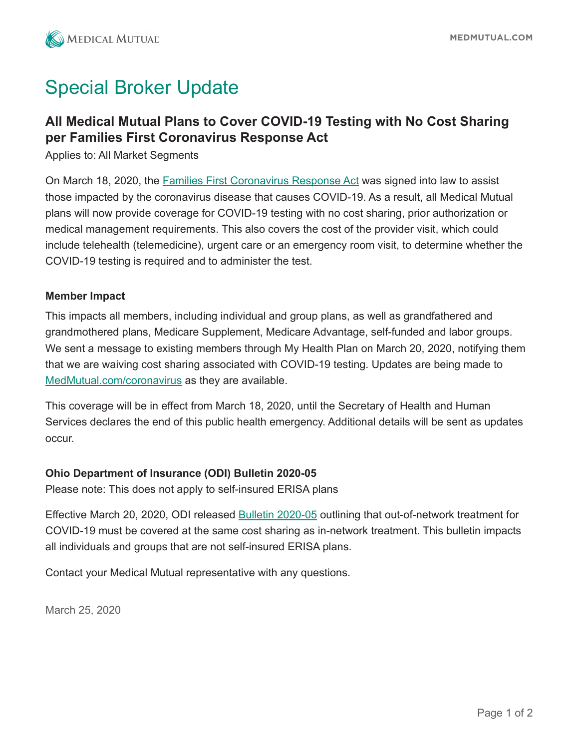# Special Broker Update

## All Medical Mutual Plans to Cover COVID-19 Testing with No Cost Sharing per Families First Coronavirus Response Act

Applies to: All Market Segments

On March 18, 2020, the Families First Coronavirus Response Act was signed into law to assist those impacted by the coronavirus disease that causes COVID-19. As a result, all Medical Mutual plans will now provide coverage for COVID-19 testing with no cost sharing, prior authorization or medical management requirements. This also covers the cost of the provider visit, which could include telehealth (telemedicine), urgent care or an emergency room visit, to determine whether the COVID-19 testing is required and to administer the test.

**Member Impact**

This impacts all members, including individual and group plans, as well as grandfathered and grandmothered plans, Medicare Supplement, Medicare Advantage, self-funded and labor groups. We sent a message to existing members through My Health Plan on March 20, 2020, notifying them that we are waiving cost sharing associated with COVID-19 testing. Updates are being made to MedMutual.com/coronavirus as they are available.

This coverage will be in effect from March 18, 2020, until the Secretary of Health and Human Services declares the end of this public health emergency. Additional details will be sent as updates occur.

**Ohio Department of Insurance (ODI) Bulletin 2020-05**

Please note: This does not apply to self-insured ERISA plans

Effective March 20, 2020, ODI released Bulletin 2020-05 outlining that out-of-network treatment for COVID-19 must be covered at the same cost sharing as in-network treatment. This bulletin impacts all individuals and groups that are not self-insured ERISA plans.

Contact your Medical Mutual representative with any questions.

March 25, 2020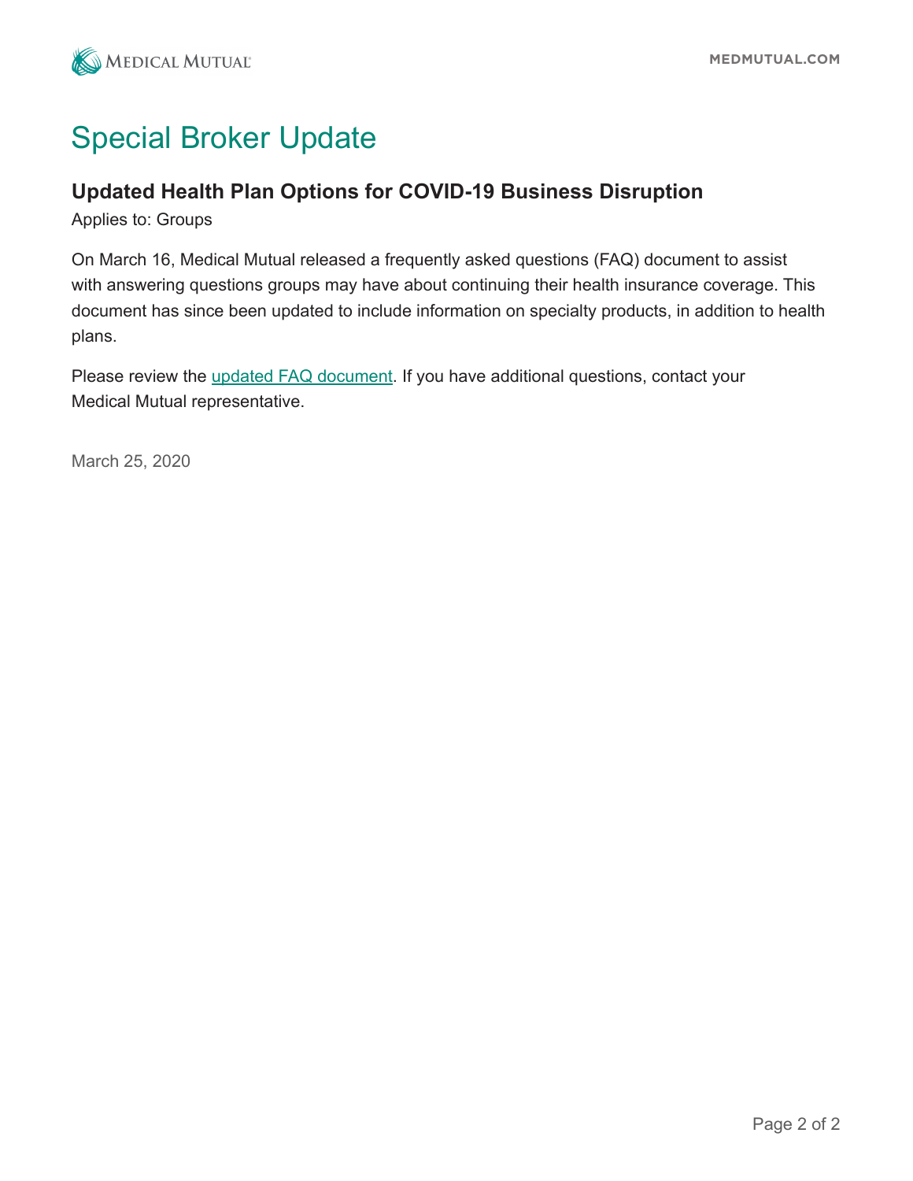# Special Broker Update

## Updated Health Plan Options for COVID-19 Business Disruption

Applies to: Groups

On March 16, Medical Mutual released a frequently asked questions (FAQ) document to assist with answering questions groups may have about continuing their health insurance coverage. This document has since been updated to include information on specialty products, in addition to health plans.

Please review the updated FAQ document. If you have additional questions, contact your Medical Mutual representative.

March 25, 2020